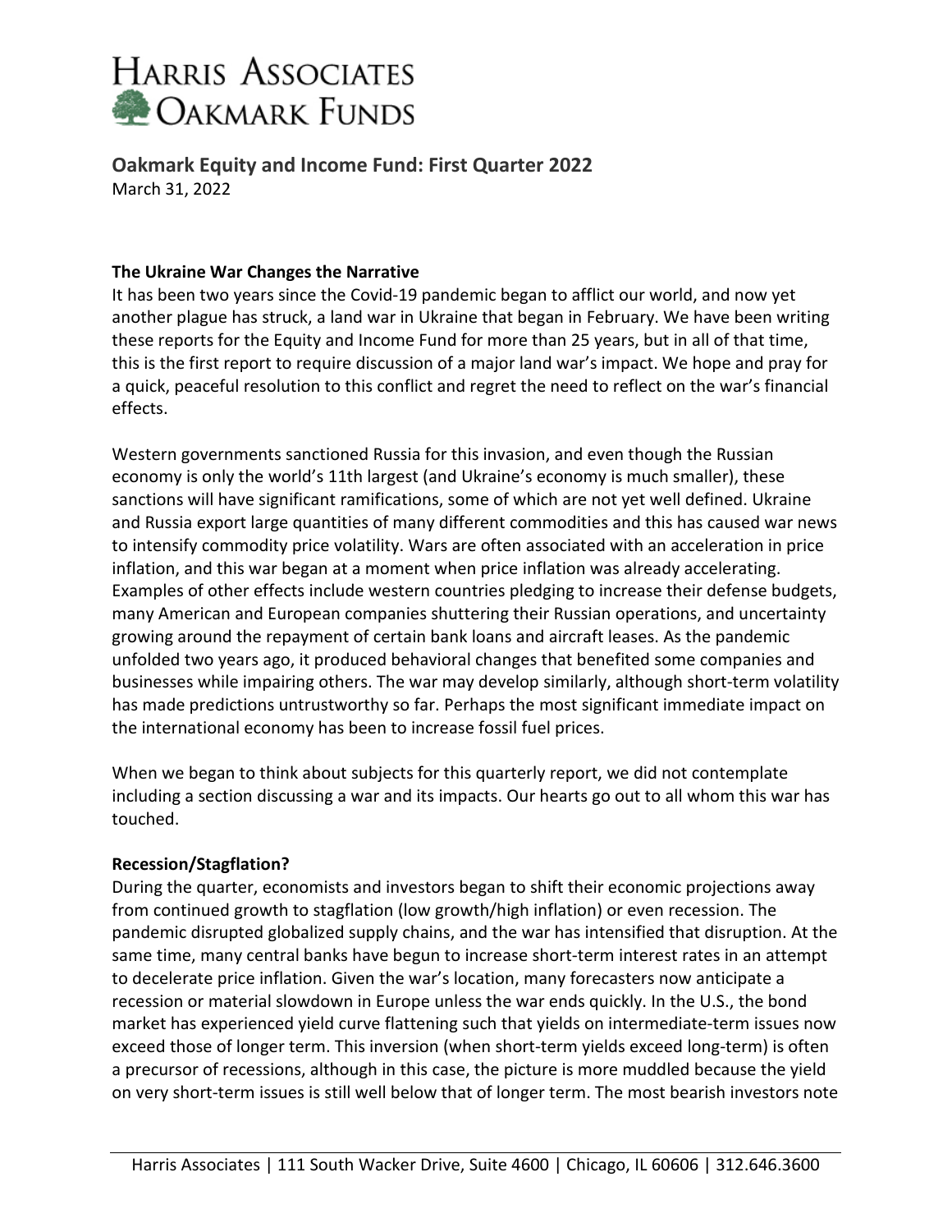# Harris Associates Oakmark Funds

## Oakmark Equity and Income Fund: First Quarter 2022

March 31, 2022

### The Ukraine War Changes the Narrative

It has been two years since the Covid-19 pandemic began to afflict our world, and now yet another plague has struck, a land war in Ukraine that began in February. We have been writing these reports for the Equity and Income Fund for more than 25 years, but in all of that time, this is the first report to require discussion of a major land war's impact. We hope and pray for a quick, peaceful resolution to this conflict and regret the need to reflect on the war's financial effects.

Western governments sanctioned Russia for this invasion, and even though the Russian economy is only the world's 11th largest (and Ukraine's economy is much smaller), these sanctions will have significant ramifications, some of which are not yet well defined. Ukraine and Russia export large quantities of many different commodities and this has caused war news to intensify commodity price volatility. Wars are often associated with an acceleration in price inflation, and this war began at a moment when price inflation was already accelerating. Examples of other effects include western countries pledging to increase their defense budgets, many American and European companies shuttering their Russian operations, and uncertainty growing around the repayment of certain bank loans and aircraft leases. As the pandemic unfolded two years ago, it produced behavioral changes that benefited some companies and businesses while impairing others. The war may develop similarly, although short-term volatility has made predictions untrustworthy so far. Perhaps the most significant immediate impact on the international economy has been to increase fossil fuel prices.

When we began to think about subjects for this quarterly report, we did not contemplate including a section discussing a war and its impacts. Our hearts go out to all whom this war has touched.

### Recession/Stagflation?

During the quarter, economists and investors began to shift their economic projections away from continued growth to stagflation (low growth/high inflation) or even recession. The pandemic disrupted globalized supply chains, and the war has intensified that disruption. At the same time, many central banks have begun to increase short-term interest rates in an attempt to decelerate price inflation. Given the war's location, many forecasters now anticipate a recession or material slowdown in Europe unless the war ends quickly. In the U.S., the bond market has experienced yield curve flattening such that yields on intermediate-term issues now exceed those of longer term. This inversion (when short-term yields exceed long-term) is often a precursor of recessions, although in this case, the picture is more muddled because the yield on very short-term issues is still well below that of longer term. The most bearish investors note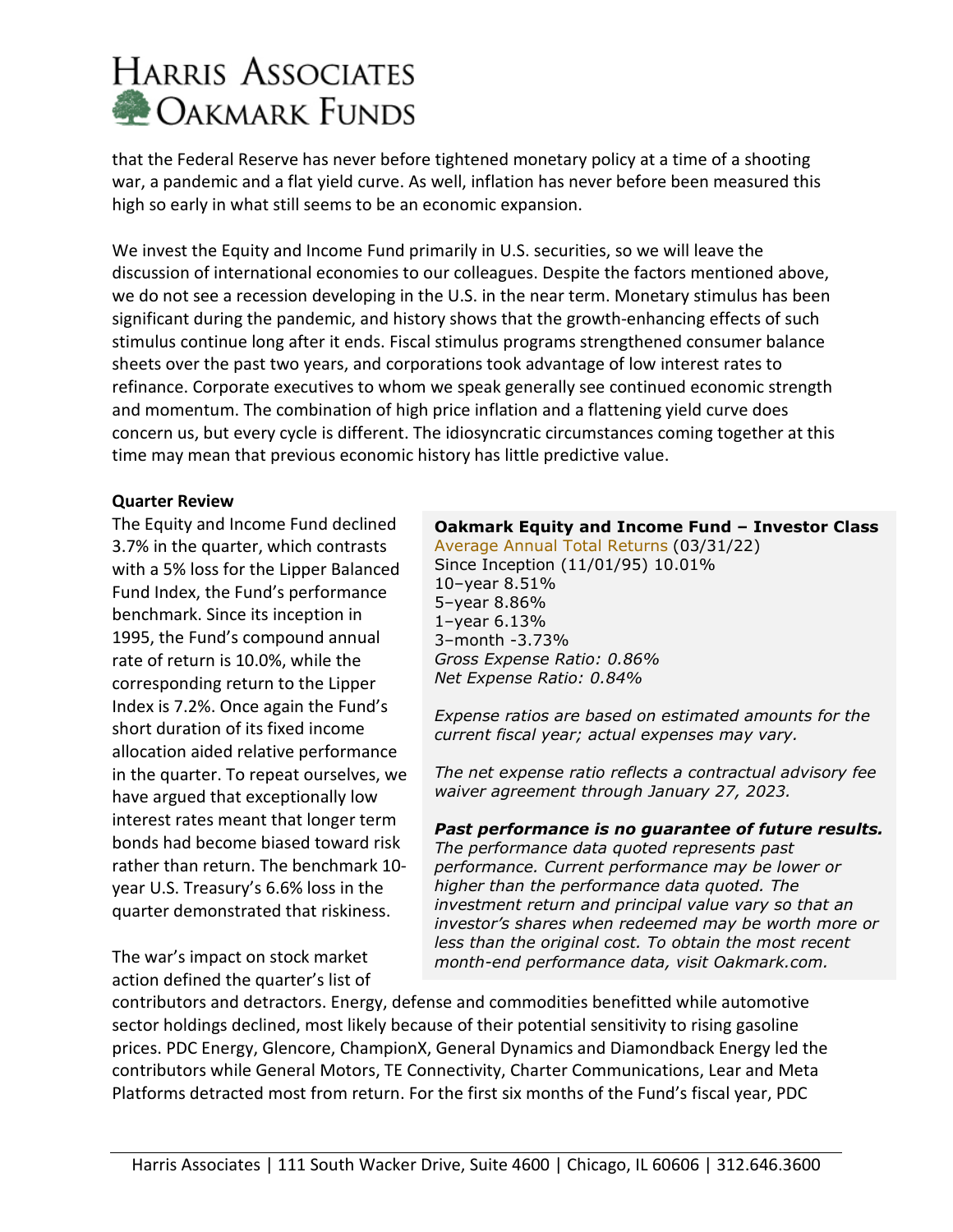that the Federal Reserve has never before tightened monetary policy at a time of a shooting war, a pandemic and a flat yield curve. As well, inflation has never before been measured this high so early in what still seems to be an economic expansion.

We invest the Equity and Income Fund primarily in U.S. securities, so we will leave the discussion of international economies to our colleagues. Despite the factors mentioned above, we do not see a recession developing in the U.S. in the near term. Monetary stimulus has been significant during the pandemic, and history shows that the growth-enhancing effects of such stimulus continue long after it ends. Fiscal stimulus programs strengthened consumer balance sheets over the past two years, and corporations took advantage of low interest rates to refinance. Corporate executives to whom we speak generally see continued economic strength and momentum. The combination of high price inflation and a flattening yield curve does concern us, but every cycle is different. The idiosyncratic circumstances coming together at this time may mean that previous economic history has little predictive value.

**Quarter Review**

The Equity and Income Fund declined 3.7% in the quarter, which contrasts with a 5% loss for the Lipper Balanced Fund Index, the Fund's performance benchmark. Since its inception in 1995, the Fund's compound annual rate of return is 10.0%, while the corresponding return to the Lipper Index is 7.2%. Once again the Fund's short duration of its fixed income allocation aided relative performance in the quarter. To repeat ourselves, we have argued that exceptionally low interest rates meant that longer term bonds had become biased toward risk rather than return. The benchmark 10-year U.S. Treasury's 6.6% loss in the quarter demonstrated that riskiness.

**Oakmark Equity and Income Fund – Investor Class**
Average Annual Total Returns (03/31/22)
Since Inception (11/01/95) 10.01%
10–year 8.51%
5–year 8.86%
1–year 6.13%
3–month -3.73%
*Gross Expense Ratio: 0.86%*
*Net Expense Ratio: 0.84%*

*Expense ratios are based on estimated amounts for the current fiscal year; actual expenses may vary.*

*The net expense ratio reflects a contractual advisory fee waiver agreement through January 27, 2023.*

***Past performance is no guarantee of future results.*** *The performance data quoted represents past performance. Current performance may be lower or higher than the performance data quoted. The investment return and principal value vary so that an investor's shares when redeemed may be worth more or less than the original cost. To obtain the most recent month-end performance data, visit Oakmark.com.*

The war's impact on stock market action defined the quarter's list of contributors and detractors. Energy, defense and commodities benefitted while automotive sector holdings declined, most likely because of their potential sensitivity to rising gasoline prices. PDC Energy, Glencore, ChampionX, General Dynamics and Diamondback Energy led the contributors while General Motors, TE Connectivity, Charter Communications, Lear and Meta Platforms detracted most from return. For the first six months of the Fund's fiscal year, PDC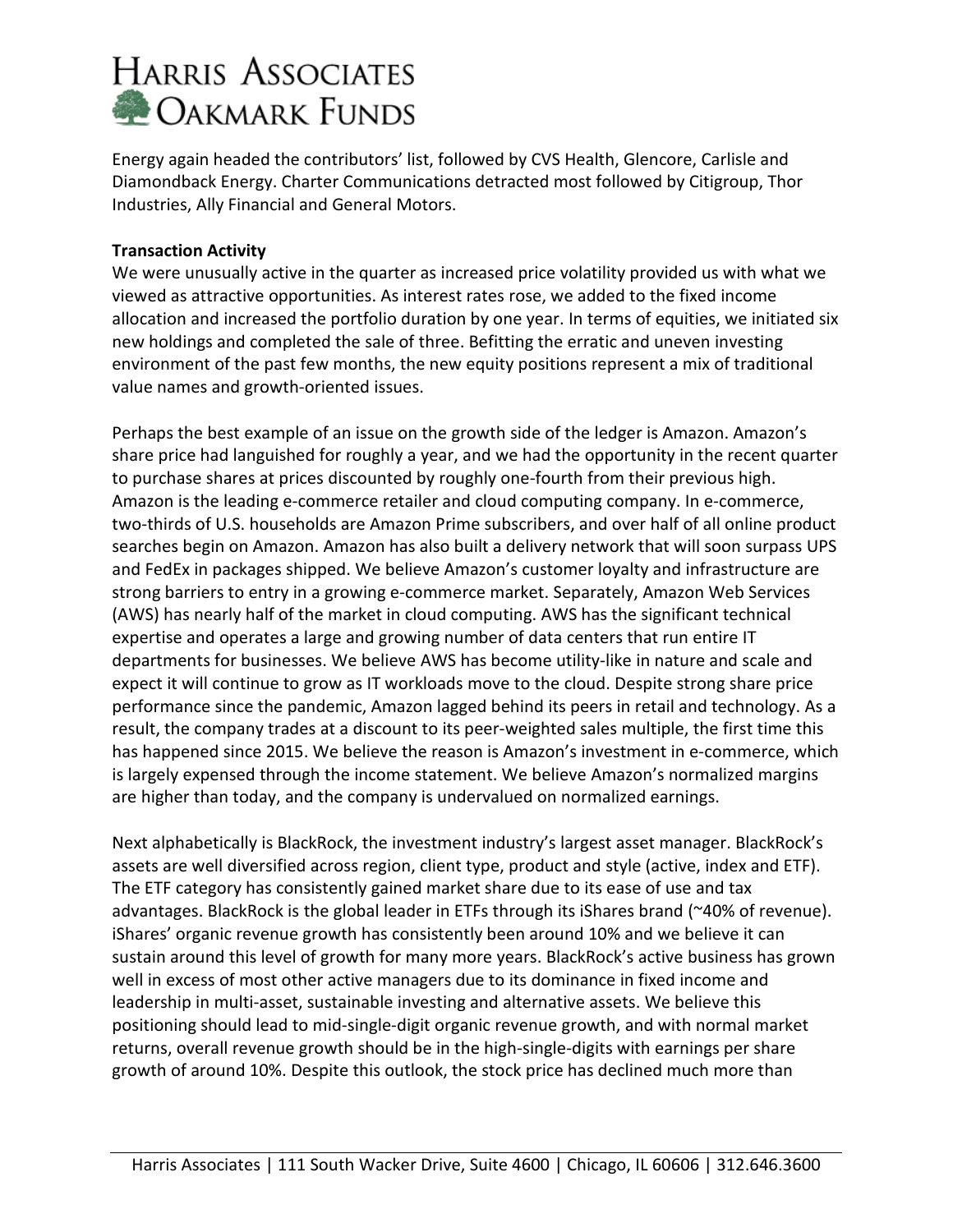Energy again headed the contributors' list, followed by CVS Health, Glencore, Carlisle and Diamondback Energy. Charter Communications detracted most followed by Citigroup, Thor Industries, Ally Financial and General Motors.

**Transaction Activity**

We were unusually active in the quarter as increased price volatility provided us with what we viewed as attractive opportunities. As interest rates rose, we added to the fixed income allocation and increased the portfolio duration by one year. In terms of equities, we initiated six new holdings and completed the sale of three. Befitting the erratic and uneven investing environment of the past few months, the new equity positions represent a mix of traditional value names and growth-oriented issues.

Perhaps the best example of an issue on the growth side of the ledger is Amazon. Amazon's share price had languished for roughly a year, and we had the opportunity in the recent quarter to purchase shares at prices discounted by roughly one-fourth from their previous high. Amazon is the leading e-commerce retailer and cloud computing company. In e-commerce, two-thirds of U.S. households are Amazon Prime subscribers, and over half of all online product searches begin on Amazon. Amazon has also built a delivery network that will soon surpass UPS and FedEx in packages shipped. We believe Amazon's customer loyalty and infrastructure are strong barriers to entry in a growing e-commerce market. Separately, Amazon Web Services (AWS) has nearly half of the market in cloud computing. AWS has the significant technical expertise and operates a large and growing number of data centers that run entire IT departments for businesses. We believe AWS has become utility-like in nature and scale and expect it will continue to grow as IT workloads move to the cloud. Despite strong share price performance since the pandemic, Amazon lagged behind its peers in retail and technology. As a result, the company trades at a discount to its peer-weighted sales multiple, the first time this has happened since 2015. We believe the reason is Amazon's investment in e-commerce, which is largely expensed through the income statement. We believe Amazon's normalized margins are higher than today, and the company is undervalued on normalized earnings.

Next alphabetically is BlackRock, the investment industry's largest asset manager. BlackRock's assets are well diversified across region, client type, product and style (active, index and ETF). The ETF category has consistently gained market share due to its ease of use and tax advantages. BlackRock is the global leader in ETFs through its iShares brand (~40% of revenue). iShares' organic revenue growth has consistently been around 10% and we believe it can sustain around this level of growth for many more years. BlackRock's active business has grown well in excess of most other active managers due to its dominance in fixed income and leadership in multi-asset, sustainable investing and alternative assets. We believe this positioning should lead to mid-single-digit organic revenue growth, and with normal market returns, overall revenue growth should be in the high-single-digits with earnings per share growth of around 10%. Despite this outlook, the stock price has declined much more than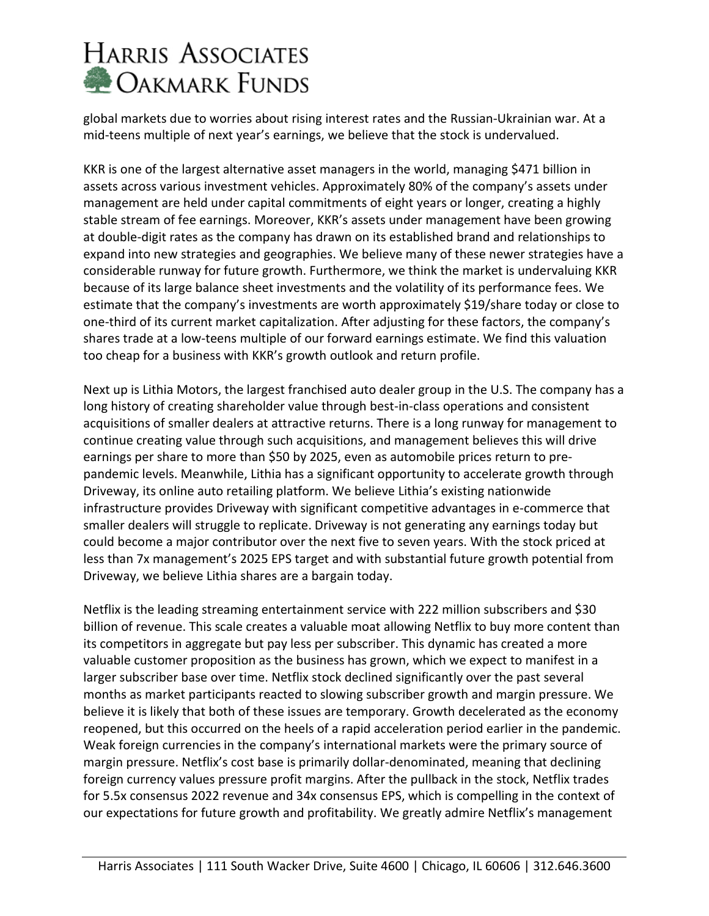global markets due to worries about rising interest rates and the Russian-Ukrainian war. At a mid-teens multiple of next year's earnings, we believe that the stock is undervalued.

KKR is one of the largest alternative asset managers in the world, managing $471 billion in assets across various investment vehicles. Approximately 80% of the company's assets under management are held under capital commitments of eight years or longer, creating a highly stable stream of fee earnings. Moreover, KKR's assets under management have been growing at double-digit rates as the company has drawn on its established brand and relationships to expand into new strategies and geographies. We believe many of these newer strategies have a considerable runway for future growth. Furthermore, we think the market is undervaluing KKR because of its large balance sheet investments and the volatility of its performance fees. We estimate that the company's investments are worth approximately $19/share today or close to one-third of its current market capitalization. After adjusting for these factors, the company's shares trade at a low-teens multiple of our forward earnings estimate. We find this valuation too cheap for a business with KKR's growth outlook and return profile.

Next up is Lithia Motors, the largest franchised auto dealer group in the U.S. The company has a long history of creating shareholder value through best-in-class operations and consistent acquisitions of smaller dealers at attractive returns. There is a long runway for management to continue creating value through such acquisitions, and management believes this will drive earnings per share to more than $50 by 2025, even as automobile prices return to pre-pandemic levels. Meanwhile, Lithia has a significant opportunity to accelerate growth through Driveway, its online auto retailing platform. We believe Lithia's existing nationwide infrastructure provides Driveway with significant competitive advantages in e-commerce that smaller dealers will struggle to replicate. Driveway is not generating any earnings today but could become a major contributor over the next five to seven years. With the stock priced at less than 7x management's 2025 EPS target and with substantial future growth potential from Driveway, we believe Lithia shares are a bargain today.

Netflix is the leading streaming entertainment service with 222 million subscribers and $30 billion of revenue. This scale creates a valuable moat allowing Netflix to buy more content than its competitors in aggregate but pay less per subscriber. This dynamic has created a more valuable customer proposition as the business has grown, which we expect to manifest in a larger subscriber base over time. Netflix stock declined significantly over the past several months as market participants reacted to slowing subscriber growth and margin pressure. We believe it is likely that both of these issues are temporary. Growth decelerated as the economy reopened, but this occurred on the heels of a rapid acceleration period earlier in the pandemic. Weak foreign currencies in the company's international markets were the primary source of margin pressure. Netflix's cost base is primarily dollar-denominated, meaning that declining foreign currency values pressure profit margins. After the pullback in the stock, Netflix trades for 5.5x consensus 2022 revenue and 34x consensus EPS, which is compelling in the context of our expectations for future growth and profitability. We greatly admire Netflix's management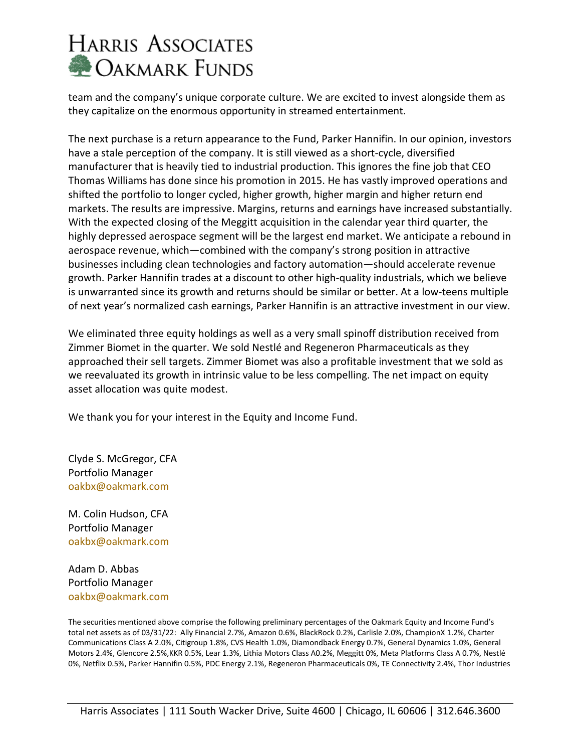team and the company's unique corporate culture. We are excited to invest alongside them as they capitalize on the enormous opportunity in streamed entertainment.

The next purchase is a return appearance to the Fund, Parker Hannifin. In our opinion, investors have a stale perception of the company. It is still viewed as a short-cycle, diversified manufacturer that is heavily tied to industrial production. This ignores the fine job that CEO Thomas Williams has done since his promotion in 2015. He has vastly improved operations and shifted the portfolio to longer cycled, higher growth, higher margin and higher return end markets. The results are impressive. Margins, returns and earnings have increased substantially. With the expected closing of the Meggitt acquisition in the calendar year third quarter, the highly depressed aerospace segment will be the largest end market. We anticipate a rebound in aerospace revenue, which—combined with the company's strong position in attractive businesses including clean technologies and factory automation—should accelerate revenue growth. Parker Hannifin trades at a discount to other high-quality industrials, which we believe is unwarranted since its growth and returns should be similar or better. At a low-teens multiple of next year's normalized cash earnings, Parker Hannifin is an attractive investment in our view.

We eliminated three equity holdings as well as a very small spinoff distribution received from Zimmer Biomet in the quarter. We sold Nestlé and Regeneron Pharmaceuticals as they approached their sell targets. Zimmer Biomet was also a profitable investment that we sold as we reevaluated its growth in intrinsic value to be less compelling. The net impact on equity asset allocation was quite modest.

We thank you for your interest in the Equity and Income Fund.

Clyde S. McGregor, CFA
Portfolio Manager
oakbx@oakmark.com

M. Colin Hudson, CFA
Portfolio Manager
oakbx@oakmark.com

Adam D. Abbas
Portfolio Manager
oakbx@oakmark.com

The securities mentioned above comprise the following preliminary percentages of the Oakmark Equity and Income Fund's total net assets as of 03/31/22: Ally Financial 2.7%, Amazon 0.6%, BlackRock 0.2%, Carlisle 2.0%, ChampionX 1.2%, Charter Communications Class A 2.0%, Citigroup 1.8%, CVS Health 1.0%, Diamondback Energy 0.7%, General Dynamics 1.0%, General Motors 2.4%, Glencore 2.5%,KKR 0.5%, Lear 1.3%, Lithia Motors Class A0.2%, Meggitt 0%, Meta Platforms Class A 0.7%, Nestlé 0%, Netflix 0.5%, Parker Hannifin 0.5%, PDC Energy 2.1%, Regeneron Pharmaceuticals 0%, TE Connectivity 2.4%, Thor Industries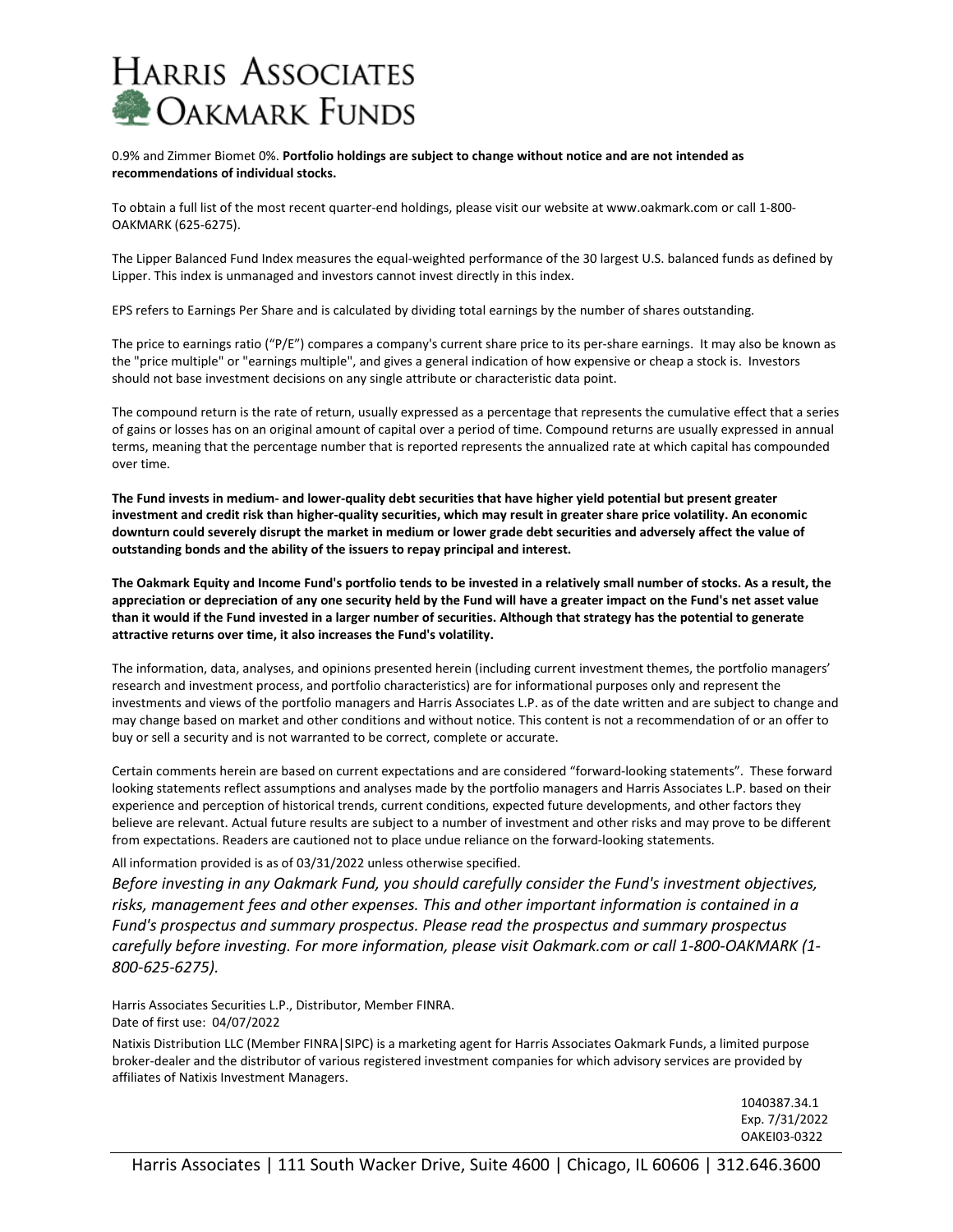0.9% and Zimmer Biomet 0%. **Portfolio holdings are subject to change without notice and are not intended as recommendations of individual stocks.**

To obtain a full list of the most recent quarter-end holdings, please visit our website at www.oakmark.com or call 1-800-OAKMARK (625-6275).

The Lipper Balanced Fund Index measures the equal-weighted performance of the 30 largest U.S. balanced funds as defined by Lipper. This index is unmanaged and investors cannot invest directly in this index.

EPS refers to Earnings Per Share and is calculated by dividing total earnings by the number of shares outstanding.

The price to earnings ratio ("P/E") compares a company's current share price to its per-share earnings. It may also be known as the "price multiple" or "earnings multiple", and gives a general indication of how expensive or cheap a stock is. Investors should not base investment decisions on any single attribute or characteristic data point.

The compound return is the rate of return, usually expressed as a percentage that represents the cumulative effect that a series of gains or losses has on an original amount of capital over a period of time. Compound returns are usually expressed in annual terms, meaning that the percentage number that is reported represents the annualized rate at which capital has compounded over time.

**The Fund invests in medium- and lower-quality debt securities that have higher yield potential but present greater investment and credit risk than higher-quality securities, which may result in greater share price volatility. An economic downturn could severely disrupt the market in medium or lower grade debt securities and adversely affect the value of outstanding bonds and the ability of the issuers to repay principal and interest.**

**The Oakmark Equity and Income Fund's portfolio tends to be invested in a relatively small number of stocks. As a result, the appreciation or depreciation of any one security held by the Fund will have a greater impact on the Fund's net asset value than it would if the Fund invested in a larger number of securities. Although that strategy has the potential to generate attractive returns over time, it also increases the Fund's volatility.**

The information, data, analyses, and opinions presented herein (including current investment themes, the portfolio managers' research and investment process, and portfolio characteristics) are for informational purposes only and represent the investments and views of the portfolio managers and Harris Associates L.P. as of the date written and are subject to change and may change based on market and other conditions and without notice. This content is not a recommendation of or an offer to buy or sell a security and is not warranted to be correct, complete or accurate.

Certain comments herein are based on current expectations and are considered "forward-looking statements". These forward looking statements reflect assumptions and analyses made by the portfolio managers and Harris Associates L.P. based on their experience and perception of historical trends, current conditions, expected future developments, and other factors they believe are relevant. Actual future results are subject to a number of investment and other risks and may prove to be different from expectations. Readers are cautioned not to place undue reliance on the forward-looking statements.

All information provided is as of 03/31/2022 unless otherwise specified.

*Before investing in any Oakmark Fund, you should carefully consider the Fund's investment objectives, risks, management fees and other expenses. This and other important information is contained in a Fund's prospectus and summary prospectus. Please read the prospectus and summary prospectus carefully before investing. For more information, please visit Oakmark.com or call 1-800-OAKMARK (1-800-625-6275).*

Harris Associates Securities L.P., Distributor, Member FINRA.
Date of first use: 04/07/2022

Natixis Distribution LLC (Member FINRA|SIPC) is a marketing agent for Harris Associates Oakmark Funds, a limited purpose broker-dealer and the distributor of various registered investment companies for which advisory services are provided by affiliates of Natixis Investment Managers.

1040387.34.1
Exp. 7/31/2022
OAKEI03-0322